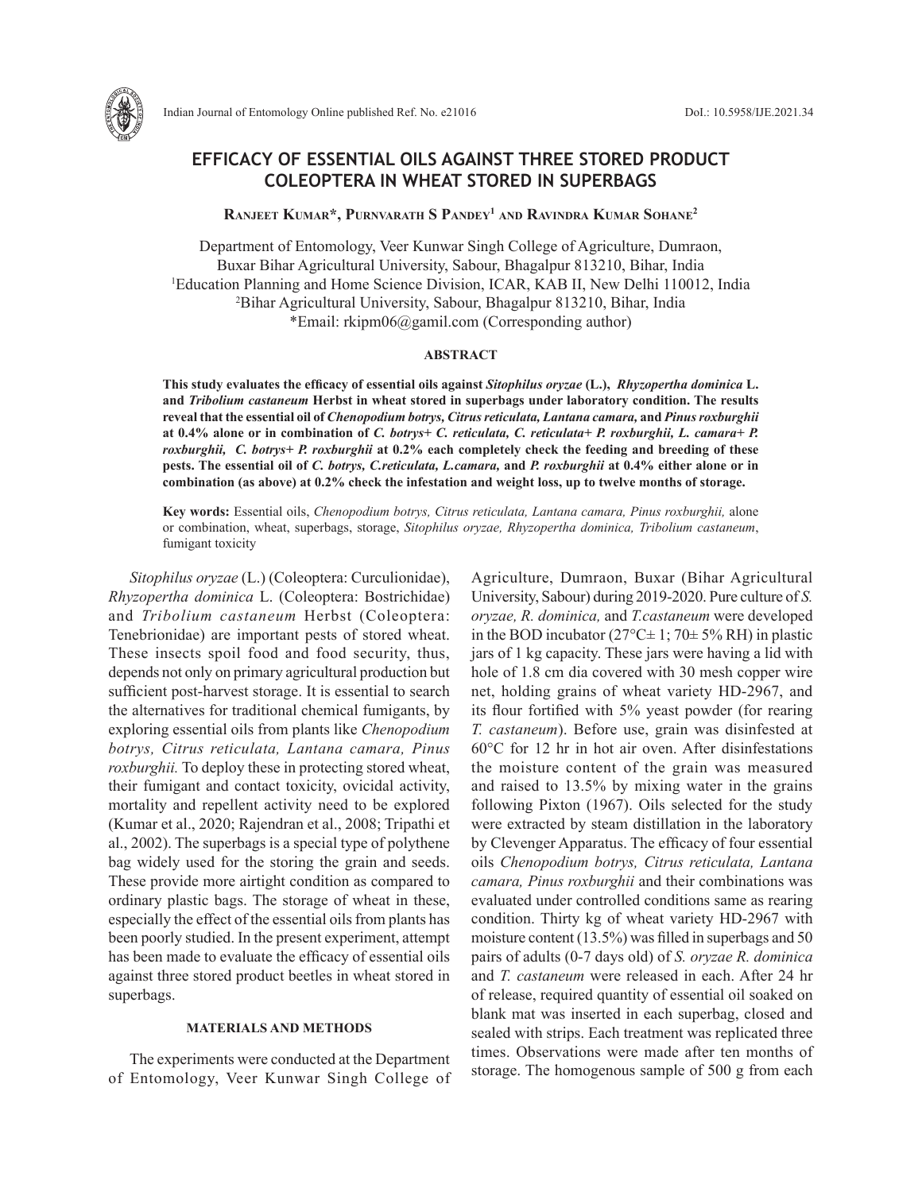# EFFICACY OF ESSENTIAL OILS AGAINST THREE STORED PRODUCT COLEOPTERA IN WHEAT STORED IN SUPERBAGS

**Ranjeet Kumar\*, Purnvarath S Pandey[1] and Ravindra Kumar Sohane[2]**

Department of Entomology, Veer Kunwar Singh College of Agriculture, Dumraon, Buxar Bihar Agricultural University, Sabour, Bhagalpur 813210, Bihar, India
[1]Education Planning and Home Science Division, ICAR, KAB II, New Delhi 110012, India
[2]Bihar Agricultural University, Sabour, Bhagalpur 813210, Bihar, India
\*Email: rkipm06@gamil.com (Corresponding author)

## ABSTRACT

**This study evaluates the efficacy of essential oils against *Sitophilus oryzae* (L.), *Rhyzopertha dominica* L. and *Tribolium castaneum* Herbst in wheat stored in superbags under laboratory condition. The results reveal that the essential oil of *Chenopodium botrys, Citrus reticulata, Lantana camara,* and *Pinus roxburghii* at 0.4% alone or in combination of *C. botrys*+ *C. reticulata, C. reticulata*+ *P. roxburghii, L. camara*+ *P. roxburghii, C. botrys*+ *P. roxburghii* at 0.2% each completely check the feeding and breeding of these pests. The essential oil of *C. botrys, C.reticulata, L.camara,* and *P. roxburghii* at 0.4% either alone or in combination (as above) at 0.2% check the infestation and weight loss, up to twelve months of storage.**

**Key words:** Essential oils, *Chenopodium botrys, Citrus reticulata, Lantana camara, Pinus roxburghii,* alone or combination, wheat, superbags, storage, *Sitophilus oryzae, Rhyzopertha dominica, Tribolium castaneum*, fumigant toxicity

*Sitophilus oryzae* (L.) (Coleoptera: Curculionidae), *Rhyzopertha dominica* L. (Coleoptera: Bostrichidae) and *Tribolium castaneum* Herbst (Coleoptera: Tenebrionidae) are important pests of stored wheat. These insects spoil food and food security, thus, depends not only on primary agricultural production but sufficient post-harvest storage. It is essential to search the alternatives for traditional chemical fumigants, by exploring essential oils from plants like *Chenopodium botrys, Citrus reticulata, Lantana camara, Pinus roxburghii.* To deploy these in protecting stored wheat, their fumigant and contact toxicity, ovicidal activity, mortality and repellent activity need to be explored (Kumar et al., 2020; Rajendran et al., 2008; Tripathi et al., 2002). The superbags is a special type of polythene bag widely used for the storing the grain and seeds. These provide more airtight condition as compared to ordinary plastic bags. The storage of wheat in these, especially the effect of the essential oils from plants has been poorly studied. In the present experiment, attempt has been made to evaluate the efficacy of essential oils against three stored product beetles in wheat stored in superbags.

## MATERIALS AND METHODS

The experiments were conducted at the Department of Entomology, Veer Kunwar Singh College of Agriculture, Dumraon, Buxar (Bihar Agricultural University, Sabour) during 2019-2020. Pure culture of *S. oryzae, R. dominica,* and *T.castaneum* were developed in the BOD incubator (27°C± 1; 70± 5% RH) in plastic jars of 1 kg capacity. These jars were having a lid with hole of 1.8 cm dia covered with 30 mesh copper wire net, holding grains of wheat variety HD-2967, and its flour fortified with 5% yeast powder (for rearing *T. castaneum*). Before use, grain was disinfested at 60°C for 12 hr in hot air oven. After disinfestations the moisture content of the grain was measured and raised to 13.5% by mixing water in the grains following Pixton (1967). Oils selected for the study were extracted by steam distillation in the laboratory by Clevenger Apparatus. The efficacy of four essential oils *Chenopodium botrys, Citrus reticulata, Lantana camara, Pinus roxburghii* and their combinations was evaluated under controlled conditions same as rearing condition. Thirty kg of wheat variety HD-2967 with moisture content (13.5%) was filled in superbags and 50 pairs of adults (0-7 days old) of *S. oryzae R. dominica* and *T. castaneum* were released in each. After 24 hr of release, required quantity of essential oil soaked on blank mat was inserted in each superbag, closed and sealed with strips. Each treatment was replicated three times. Observations were made after ten months of storage. The homogenous sample of 500 g from each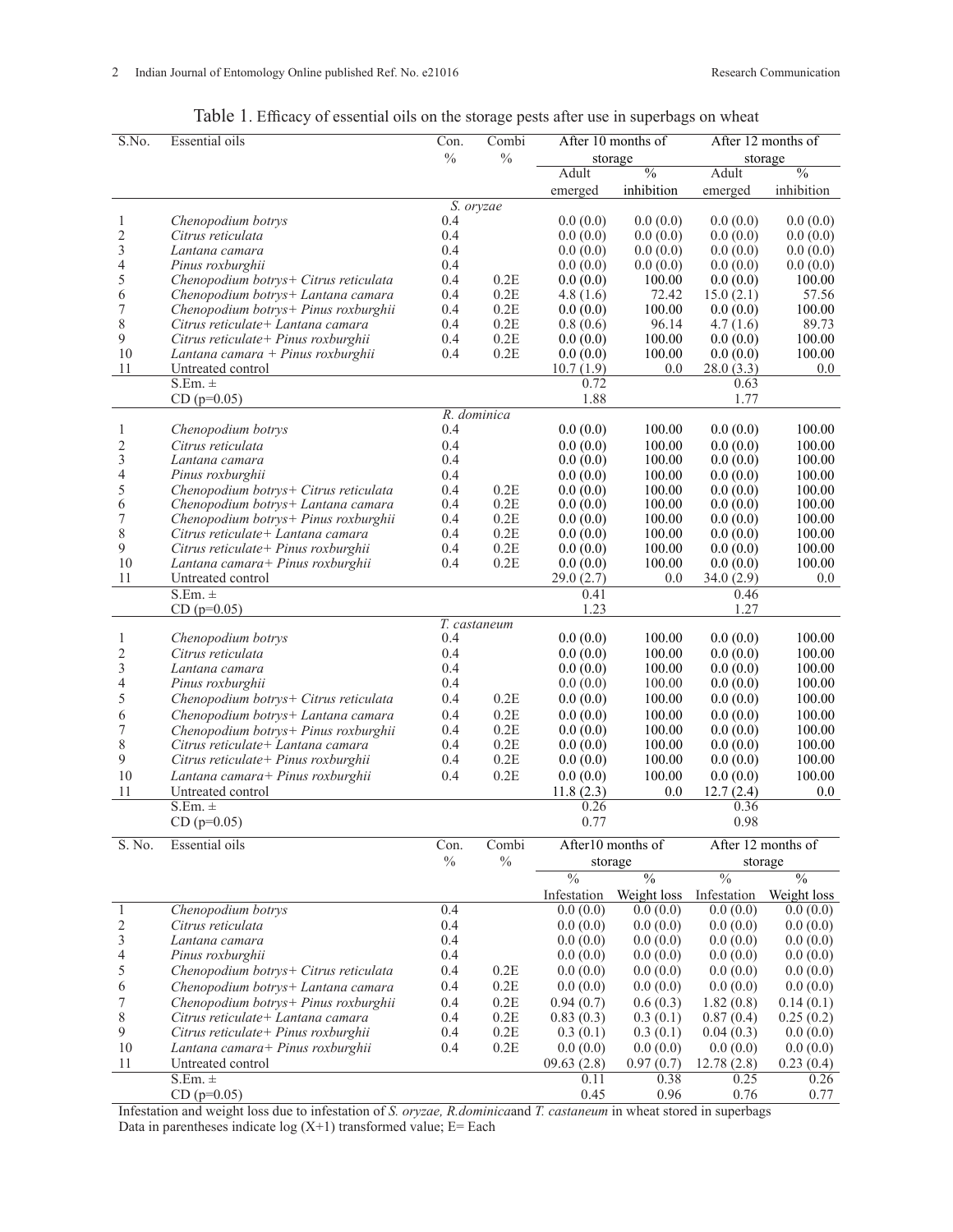Table 1. Efficacy of essential oils on the storage pests after use in superbags on wheat

| S.No. | Essential oils | Con. % | Combi % | After 10 months of storage | | After 12 months of storage | |
|---|---|---|---|---|---|---|---|
| | | | | Adult emerged | % inhibition | Adult emerged | % inhibition |
| | | *S. oryzae* | | | | | |
| 1 | *Chenopodium botrys* | 0.4 | | 0.0 (0.0) | 0.0 (0.0) | 0.0 (0.0) | 0.0 (0.0) |
| 2 | *Citrus reticulata* | 0.4 | | 0.0 (0.0) | 0.0 (0.0) | 0.0 (0.0) | 0.0 (0.0) |
| 3 | *Lantana camara* | 0.4 | | 0.0 (0.0) | 0.0 (0.0) | 0.0 (0.0) | 0.0 (0.0) |
| 4 | *Pinus roxburghii* | 0.4 | | 0.0 (0.0) | 0.0 (0.0) | 0.0 (0.0) | 0.0 (0.0) |
| 5 | *Chenopodium botrys+ Citrus reticulata* | 0.4 | 0.2E | 0.0 (0.0) | 100.00 | 0.0 (0.0) | 100.00 |
| 6 | *Chenopodium botrys+ Lantana camara* | 0.4 | 0.2E | 4.8 (1.6) | 72.42 | 15.0 (2.1) | 57.56 |
| 7 | *Chenopodium botrys+ Pinus roxburghii* | 0.4 | 0.2E | 0.0 (0.0) | 100.00 | 0.0 (0.0) | 100.00 |
| 8 | *Citrus reticulate+ Lantana camara* | 0.4 | 0.2E | 0.8 (0.6) | 96.14 | 4.7 (1.6) | 89.73 |
| 9 | *Citrus reticulate+ Pinus roxburghii* | 0.4 | 0.2E | 0.0 (0.0) | 100.00 | 0.0 (0.0) | 100.00 |
| 10 | *Lantana camara + Pinus roxburghii* | 0.4 | 0.2E | 0.0 (0.0) | 100.00 | 0.0 (0.0) | 100.00 |
| 11 | Untreated control | | | 10.7 (1.9) | 0.0 | 28.0 (3.3) | 0.0 |
| | S.Em. ± | | | 0.72 | | 0.63 | |
| | CD (p=0.05) | | | 1.88 | | 1.77 | |
| | | *R. dominica* | | | | | |
| 1 | *Chenopodium botrys* | 0.4 | | 0.0 (0.0) | 100.00 | 0.0 (0.0) | 100.00 |
| 2 | *Citrus reticulata* | 0.4 | | 0.0 (0.0) | 100.00 | 0.0 (0.0) | 100.00 |
| 3 | *Lantana camara* | 0.4 | | 0.0 (0.0) | 100.00 | 0.0 (0.0) | 100.00 |
| 4 | *Pinus roxburghii* | 0.4 | | 0.0 (0.0) | 100.00 | 0.0 (0.0) | 100.00 |
| 5 | *Chenopodium botrys+ Citrus reticulata* | 0.4 | 0.2E | 0.0 (0.0) | 100.00 | 0.0 (0.0) | 100.00 |
| 6 | *Chenopodium botrys+ Lantana camara* | 0.4 | 0.2E | 0.0 (0.0) | 100.00 | 0.0 (0.0) | 100.00 |
| 7 | *Chenopodium botrys+ Pinus roxburghii* | 0.4 | 0.2E | 0.0 (0.0) | 100.00 | 0.0 (0.0) | 100.00 |
| 8 | *Citrus reticulate+ Lantana camara* | 0.4 | 0.2E | 0.0 (0.0) | 100.00 | 0.0 (0.0) | 100.00 |
| 9 | *Citrus reticulate+ Pinus roxburghii* | 0.4 | 0.2E | 0.0 (0.0) | 100.00 | 0.0 (0.0) | 100.00 |
| 10 | *Lantana camara+ Pinus roxburghii* | 0.4 | 0.2E | 0.0 (0.0) | 100.00 | 0.0 (0.0) | 100.00 |
| 11 | Untreated control | | | 29.0 (2.7) | 0.0 | 34.0 (2.9) | 0.0 |
| | S.Em. ± | | | 0.41 | | 0.46 | |
| | CD (p=0.05) | | | 1.23 | | 1.27 | |
| | | *T. castaneum* | | | | | |
| 1 | *Chenopodium botrys* | 0.4 | | 0.0 (0.0) | 100.00 | 0.0 (0.0) | 100.00 |
| 2 | *Citrus reticulata* | 0.4 | | 0.0 (0.0) | 100.00 | 0.0 (0.0) | 100.00 |
| 3 | *Lantana camara* | 0.4 | | 0.0 (0.0) | 100.00 | 0.0 (0.0) | 100.00 |
| 4 | *Pinus roxburghii* | 0.4 | | 0.0 (0.0) | 100.00 | 0.0 (0.0) | 100.00 |
| 5 | *Chenopodium botrys+ Citrus reticulata* | 0.4 | 0.2E | 0.0 (0.0) | 100.00 | 0.0 (0.0) | 100.00 |
| 6 | *Chenopodium botrys+ Lantana camara* | 0.4 | 0.2E | 0.0 (0.0) | 100.00 | 0.0 (0.0) | 100.00 |
| 7 | *Chenopodium botrys+ Pinus roxburghii* | 0.4 | 0.2E | 0.0 (0.0) | 100.00 | 0.0 (0.0) | 100.00 |
| 8 | *Citrus reticulate+ Lantana camara* | 0.4 | 0.2E | 0.0 (0.0) | 100.00 | 0.0 (0.0) | 100.00 |
| 9 | *Citrus reticulate+ Pinus roxburghii* | 0.4 | 0.2E | 0.0 (0.0) | 100.00 | 0.0 (0.0) | 100.00 |
| 10 | *Lantana camara+ Pinus roxburghii* | 0.4 | 0.2E | 0.0 (0.0) | 100.00 | 0.0 (0.0) | 100.00 |
| 11 | Untreated control | | | 11.8 (2.3) | 0.0 | 12.7 (2.4) | 0.0 |
| | S.Em. ± | | | 0.26 | | 0.36 | |
| | CD (p=0.05) | | | 0.77 | | 0.98 | |

| S. No. | Essential oils | Con. % | Combi % | After10 months of storage | | After 12 months of storage | |
|---|---|---|---|---|---|---|---|
| | | | | % Infestation | % Weight loss | % Infestation | % Weight loss |
| 1 | *Chenopodium botrys* | 0.4 | | 0.0 (0.0) | 0.0 (0.0) | 0.0 (0.0) | 0.0 (0.0) |
| 2 | *Citrus reticulata* | 0.4 | | 0.0 (0.0) | 0.0 (0.0) | 0.0 (0.0) | 0.0 (0.0) |
| 3 | *Lantana camara* | 0.4 | | 0.0 (0.0) | 0.0 (0.0) | 0.0 (0.0) | 0.0 (0.0) |
| 4 | *Pinus roxburghii* | 0.4 | | 0.0 (0.0) | 0.0 (0.0) | 0.0 (0.0) | 0.0 (0.0) |
| 5 | *Chenopodium botrys+ Citrus reticulata* | 0.4 | 0.2E | 0.0 (0.0) | 0.0 (0.0) | 0.0 (0.0) | 0.0 (0.0) |
| 6 | *Chenopodium botrys+ Lantana camara* | 0.4 | 0.2E | 0.0 (0.0) | 0.0 (0.0) | 0.0 (0.0) | 0.0 (0.0) |
| 7 | *Chenopodium botrys+ Pinus roxburghii* | 0.4 | 0.2E | 0.94 (0.7) | 0.6 (0.3) | 1.82 (0.8) | 0.14 (0.1) |
| 8 | *Citrus reticulate+ Lantana camara* | 0.4 | 0.2E | 0.83 (0.3) | 0.3 (0.1) | 0.87 (0.4) | 0.25 (0.2) |
| 9 | *Citrus reticulate+ Pinus roxburghii* | 0.4 | 0.2E | 0.3 (0.1) | 0.3 (0.1) | 0.04 (0.3) | 0.0 (0.0) |
| 10 | *Lantana camara+ Pinus roxburghii* | 0.4 | 0.2E | 0.0 (0.0) | 0.0 (0.0) | 0.0 (0.0) | 0.0 (0.0) |
| 11 | Untreated control | | | 09.63 (2.8) | 0.97 (0.7) | 12.78 (2.8) | 0.23 (0.4) |
| | S.Em. ± | | | 0.11 | 0.38 | 0.25 | 0.26 |
| | CD (p=0.05) | | | 0.45 | 0.96 | 0.76 | 0.77 |

Infestation and weight loss due to infestation of *S. oryzae, R.dominica*and *T. castaneum* in wheat stored in superbags
Data in parentheses indicate log (X+1) transformed value; E= Each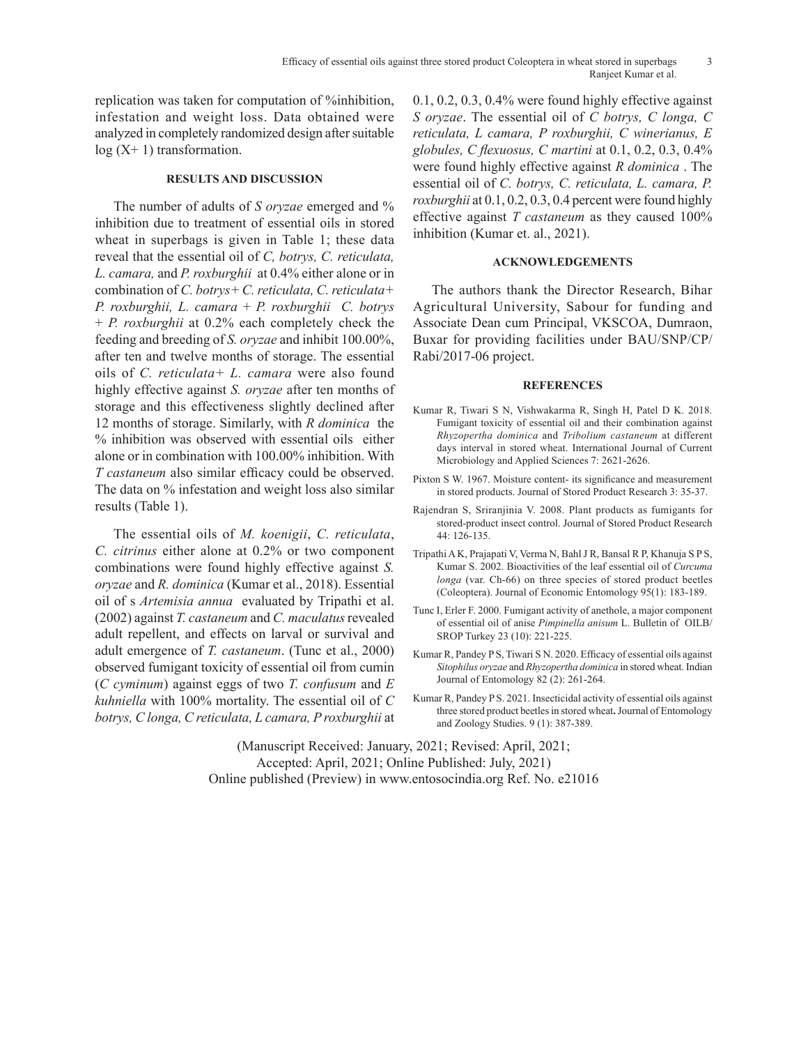replication was taken for computation of %inhibition, infestation and weight loss. Data obtained were analyzed in completely randomized design after suitable log (X+ 1) transformation.

## RESULTS AND DISCUSSION

The number of adults of *S oryzae* emerged and % inhibition due to treatment of essential oils in stored wheat in superbags is given in Table 1; these data reveal that the essential oil of *C, botrys, C. reticulata, L. camara,* and *P. roxburghii* at 0.4% either alone or in combination of *C. botrys+ C. reticulata, C. reticulata+ P. roxburghii, L. camara + P. roxburghii C. botrys + P. roxburghii* at 0.2% each completely check the feeding and breeding of *S. oryzae* and inhibit 100.00%, after ten and twelve months of storage. The essential oils of *C. reticulata+ L. camara* were also found highly effective against *S. oryzae* after ten months of storage and this effectiveness slightly declined after 12 months of storage. Similarly, with *R dominica* the % inhibition was observed with essential oils either alone or in combination with 100.00% inhibition. With *T castaneum* also similar efficacy could be observed. The data on % infestation and weight loss also similar results (Table 1).

The essential oils of *M. koenigii*, *C. reticulata*, *C. citrinus* either alone at 0.2% or two component combinations were found highly effective against *S. oryzae* and *R. dominica* (Kumar et al., 2018). Essential oil of s *Artemisia annua* evaluated by Tripathi et al. (2002) against *T. castaneum* and *C. maculatus* revealed adult repellent, and effects on larval or survival and adult emergence of *T. castaneum*. (Tunc et al., 2000) observed fumigant toxicity of essential oil from cumin (*C cyminum*) against eggs of two *T. confusum* and *E kuhniella* with 100% mortality. The essential oil of *C botrys, C longa, C reticulata, L camara, P roxburghii* at 0.1, 0.2, 0.3, 0.4% were found highly effective against *S oryzae*. The essential oil of *C botrys, C longa, C reticulata, L camara, P roxburghii, C winerianus, E globules, C flexuosus, C martini* at 0.1, 0.2, 0.3, 0.4% were found highly effective against *R dominica* . The essential oil of *C. botrys, C. reticulata, L. camara, P. roxburghii* at 0.1, 0.2, 0.3, 0.4 percent were found highly effective against *T castaneum* as they caused 100% inhibition (Kumar et. al., 2021).

## ACKNOWLEDGEMENTS

The authors thank the Director Research, Bihar Agricultural University, Sabour for funding and Associate Dean cum Principal, VKSCOA, Dumraon, Buxar for providing facilities under BAU/SNP/CP/Rabi/2017-06 project.

## REFERENCES

Kumar R, Tiwari S N, Vishwakarma R, Singh H, Patel D K. 2018. Fumigant toxicity of essential oil and their combination against *Rhyzopertha dominica* and *Tribolium castaneum* at different days interval in stored wheat. International Journal of Current Microbiology and Applied Sciences 7: 2621-2626.

Pixton S W. 1967. Moisture content- its significance and measurement in stored products. Journal of Stored Product Research 3: 35-37.

Rajendran S, Sriranjinia V. 2008. Plant products as fumigants for stored-product insect control. Journal of Stored Product Research 44: 126-135.

Tripathi A K, Prajapati V, Verma N, Bahl J R, Bansal R P, Khanuja S P S, Kumar S. 2002. Bioactivities of the leaf essential oil of *Curcuma longa* (var. Ch-66) on three species of stored product beetles (Coleoptera). Journal of Economic Entomology 95(1): 183-189.

Tunc I, Erler F. 2000. Fumigant activity of anethole, a major component of essential oil of anise *Pimpinella anisum* L. Bulletin of OILB/SROP Turkey 23 (10): 221-225.

Kumar R, Pandey P S, Tiwari S N. 2020. Efficacy of essential oils against *Sitophilus oryzae* and *Rhyzopertha dominica* in stored wheat. Indian Journal of Entomology 82 (2): 261-264.

Kumar R, Pandey P S. 2021. Insecticidal activity of essential oils against three stored product beetles in stored wheat**.** Journal of Entomology and Zoology Studies. 9 (1): 387-389.

(Manuscript Received: January, 2021; Revised: April, 2021;
Accepted: April, 2021; Online Published: July, 2021)
Online published (Preview) in www.entosocindia.org Ref. No. e21016